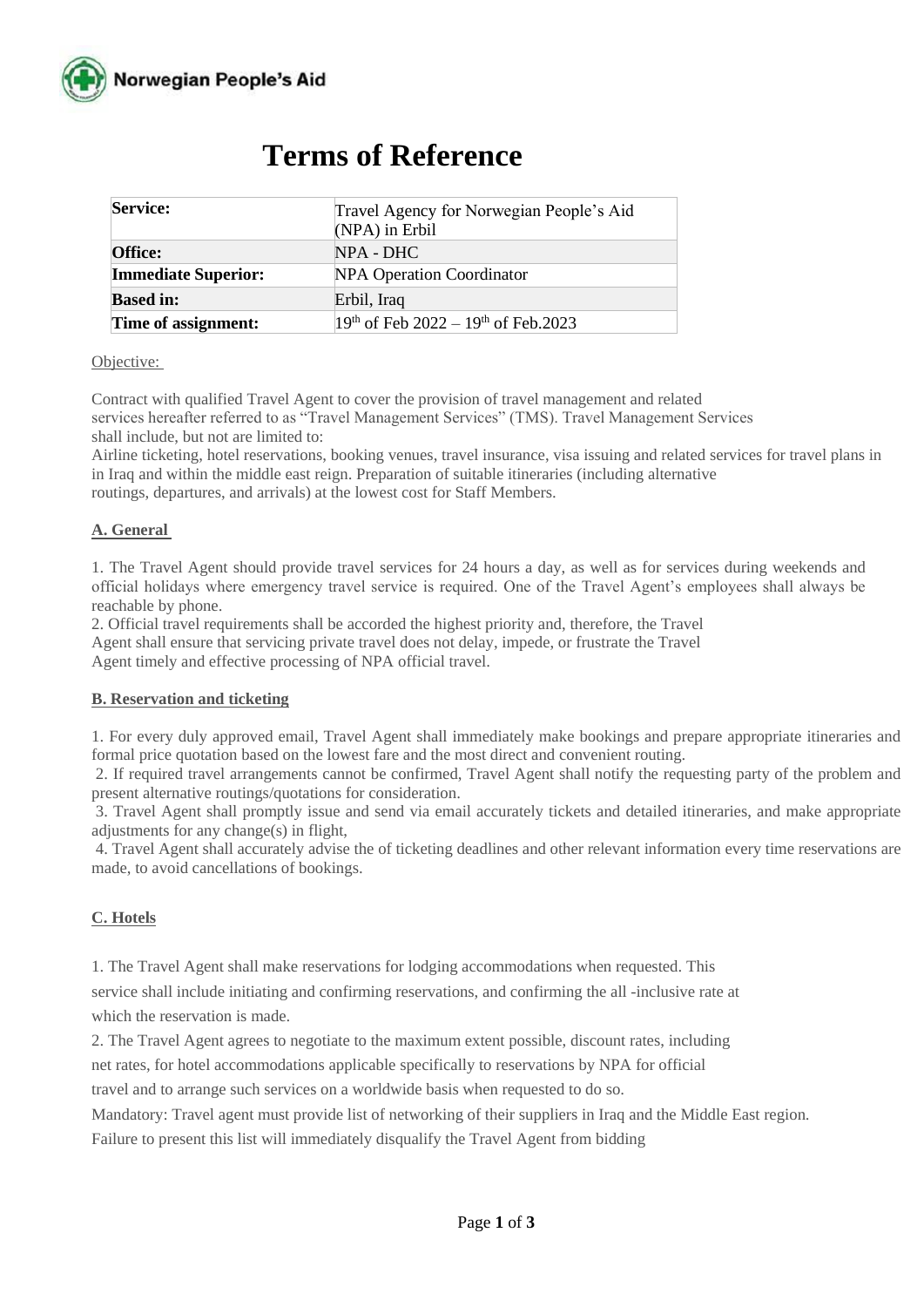Norwegian People's Aid

# Terms of Reference

| Service: | Travel Agency for Norwegian People's Aid (NPA) in Erbil |
| --- | --- |
| Office: | NPA - DHC |
| Immediate Superior: | NPA Operation Coordinator |
| Based in: | Erbil, Iraq |
| Time of assignment: | 19th of Feb 2022 – 19th of Feb.2023 |

Objective:

Contract with qualified Travel Agent to cover the provision of travel management and related services hereafter referred to as "Travel Management Services" (TMS). Travel Management Services shall include, but not are limited to:
Airline ticketing, hotel reservations, booking venues, travel insurance, visa issuing and related services for travel plans in in Iraq and within the middle east reign. Preparation of suitable itineraries (including alternative routings, departures, and arrivals) at the lowest cost for Staff Members.

## A. General

1. The Travel Agent should provide travel services for 24 hours a day, as well as for services during weekends and official holidays where emergency travel service is required. One of the Travel Agent's employees shall always be reachable by phone.
2. Official travel requirements shall be accorded the highest priority and, therefore, the Travel Agent shall ensure that servicing private travel does not delay, impede, or frustrate the Travel Agent timely and effective processing of NPA official travel.

## B. Reservation and ticketing

1. For every duly approved email, Travel Agent shall immediately make bookings and prepare appropriate itineraries and formal price quotation based on the lowest fare and the most direct and convenient routing.
2. If required travel arrangements cannot be confirmed, Travel Agent shall notify the requesting party of the problem and present alternative routings/quotations for consideration.
3. Travel Agent shall promptly issue and send via email accurately tickets and detailed itineraries, and make appropriate adjustments for any change(s) in flight,
4. Travel Agent shall accurately advise the of ticketing deadlines and other relevant information every time reservations are made, to avoid cancellations of bookings.

## C. Hotels

1. The Travel Agent shall make reservations for lodging accommodations when requested. This service shall include initiating and confirming reservations, and confirming the all -inclusive rate at which the reservation is made.
2. The Travel Agent agrees to negotiate to the maximum extent possible, discount rates, including net rates, for hotel accommodations applicable specifically to reservations by NPA for official travel and to arrange such services on a worldwide basis when requested to do so.
Mandatory: Travel agent must provide list of networking of their suppliers in Iraq and the Middle East region. Failure to present this list will immediately disqualify the Travel Agent from bidding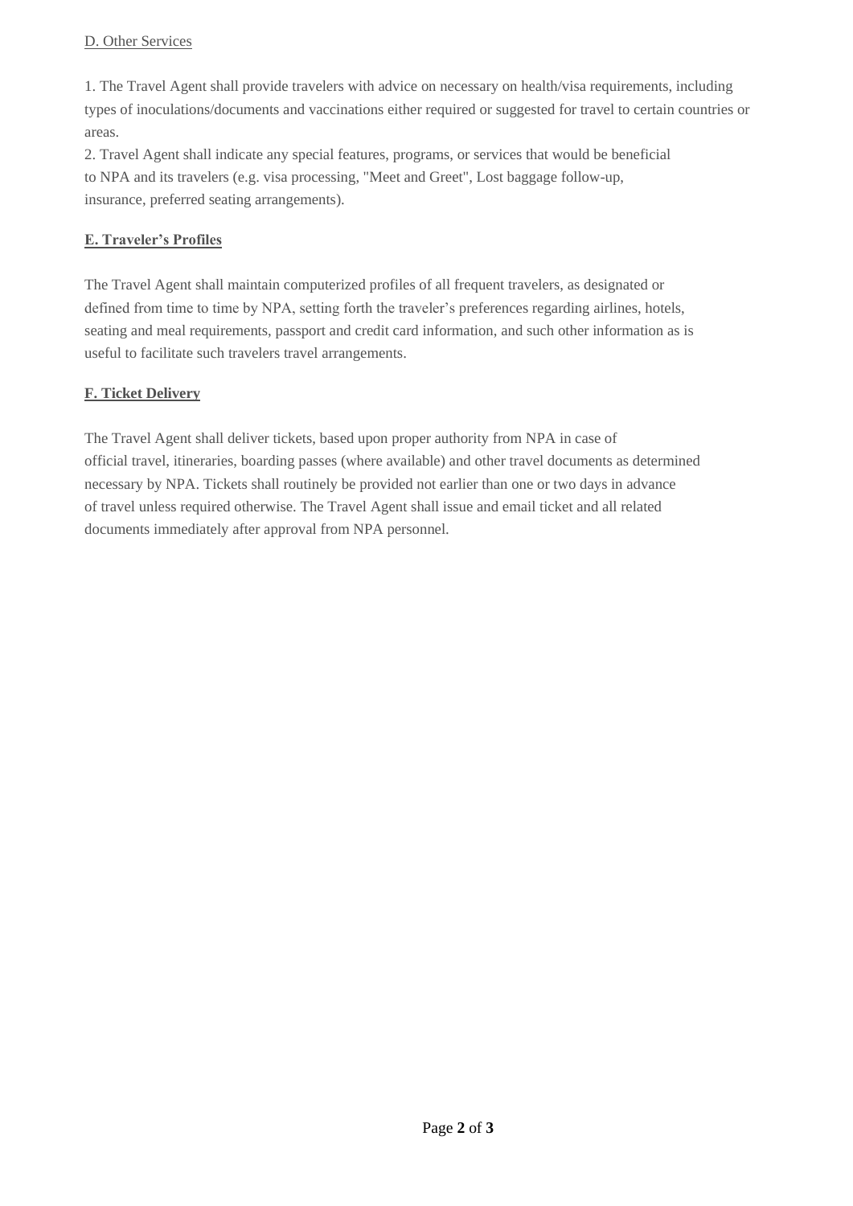D. Other Services

1. The Travel Agent shall provide travelers with advice on necessary on health/visa requirements, including types of inoculations/documents and vaccinations either required or suggested for travel to certain countries or areas.
2. Travel Agent shall indicate any special features, programs, or services that would be beneficial to NPA and its travelers (e.g. visa processing, "Meet and Greet", Lost baggage follow-up, insurance, preferred seating arrangements).

**E. Traveler's Profiles**

The Travel Agent shall maintain computerized profiles of all frequent travelers, as designated or defined from time to time by NPA, setting forth the traveler's preferences regarding airlines, hotels, seating and meal requirements, passport and credit card information, and such other information as is useful to facilitate such travelers travel arrangements.

**F. Ticket Delivery**

The Travel Agent shall deliver tickets, based upon proper authority from NPA in case of official travel, itineraries, boarding passes (where available) and other travel documents as determined necessary by NPA. Tickets shall routinely be provided not earlier than one or two days in advance of travel unless required otherwise. The Travel Agent shall issue and email ticket and all related documents immediately after approval from NPA personnel.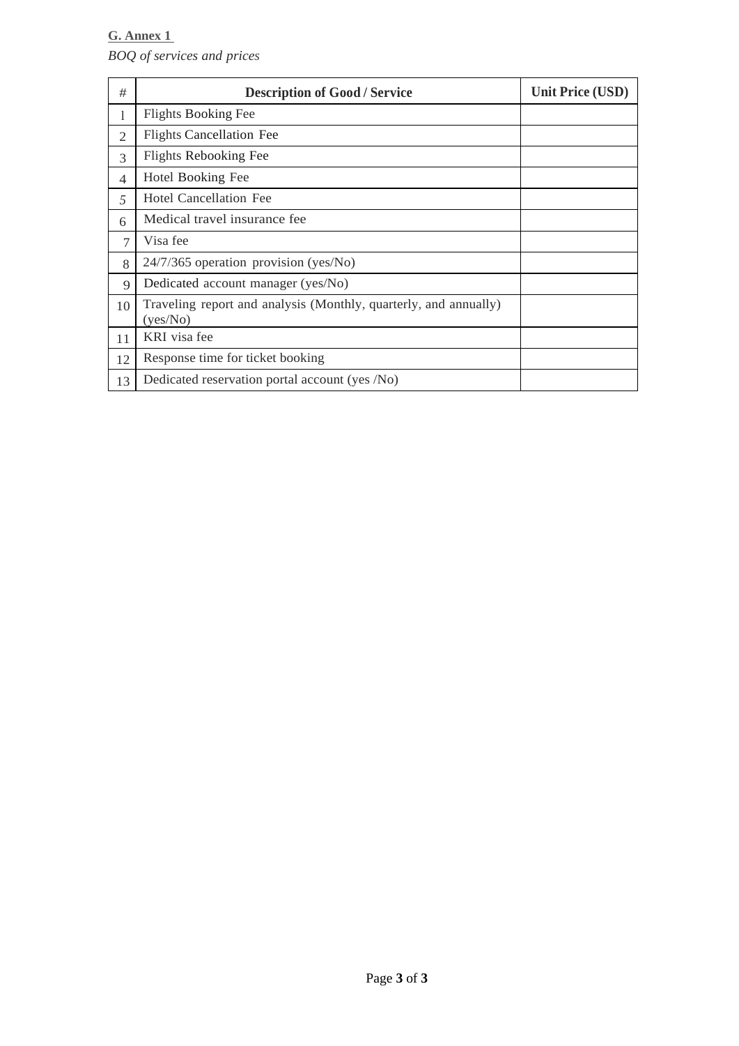**G. Annex 1**

*BOQ of services and prices*

| # | Description of Good / Service | Unit Price (USD) |
|---|---|---|
| 1 | Flights Booking Fee | |
| 2 | Flights Cancellation Fee | |
| 3 | Flights Rebooking Fee | |
| 4 | Hotel Booking Fee | |
| 5 | Hotel Cancellation Fee | |
| 6 | Medical travel insurance fee | |
| 7 | Visa fee | |
| 8 | 24/7/365 operation provision (yes/No) | |
| 9 | Dedicated account manager (yes/No) | |
| 10 | Traveling report and analysis (Monthly, quarterly, and annually) (yes/No) | |
| 11 | KRI visa fee | |
| 12 | Response time for ticket booking | |
| 13 | Dedicated reservation portal account (yes /No) | |